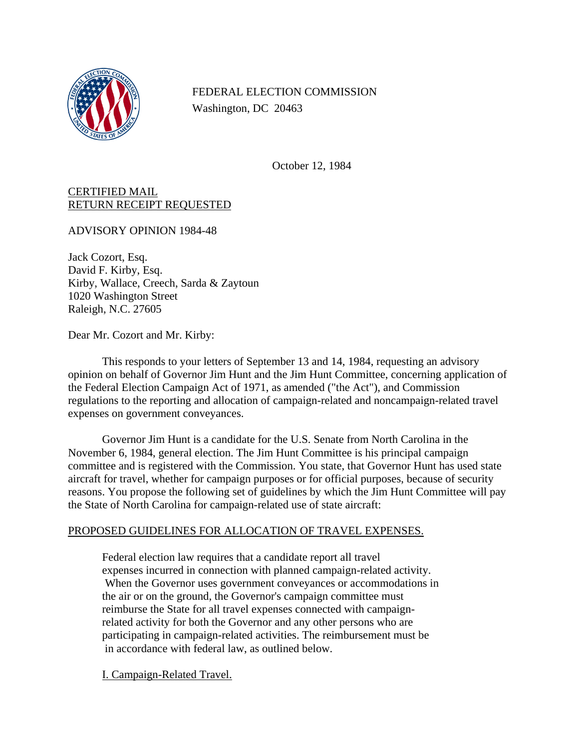FEDERAL ELECTION COMMISSION
Washington, DC 20463

October 12, 1984

CERTIFIED MAIL
RETURN RECEIPT REQUESTED

ADVISORY OPINION 1984-48

Jack Cozort, Esq.
David F. Kirby, Esq.
Kirby, Wallace, Creech, Sarda & Zaytoun
1020 Washington Street
Raleigh, N.C. 27605

Dear Mr. Cozort and Mr. Kirby:

This responds to your letters of September 13 and 14, 1984, requesting an advisory opinion on behalf of Governor Jim Hunt and the Jim Hunt Committee, concerning application of the Federal Election Campaign Act of 1971, as amended ("the Act"), and Commission regulations to the reporting and allocation of campaign-related and noncampaign-related travel expenses on government conveyances.

Governor Jim Hunt is a candidate for the U.S. Senate from North Carolina in the November 6, 1984, general election. The Jim Hunt Committee is his principal campaign committee and is registered with the Commission. You state, that Governor Hunt has used state aircraft for travel, whether for campaign purposes or for official purposes, because of security reasons. You propose the following set of guidelines by which the Jim Hunt Committee will pay the State of North Carolina for campaign-related use of state aircraft:

PROPOSED GUIDELINES FOR ALLOCATION OF TRAVEL EXPENSES.

> Federal election law requires that a candidate report all travel expenses incurred in connection with planned campaign-related activity. When the Governor uses government conveyances or accommodations in the air or on the ground, the Governor's campaign committee must reimburse the State for all travel expenses connected with campaign-related activity for both the Governor and any other persons who are participating in campaign-related activities. The reimbursement must be in accordance with federal law, as outlined below.
>
> I. Campaign-Related Travel.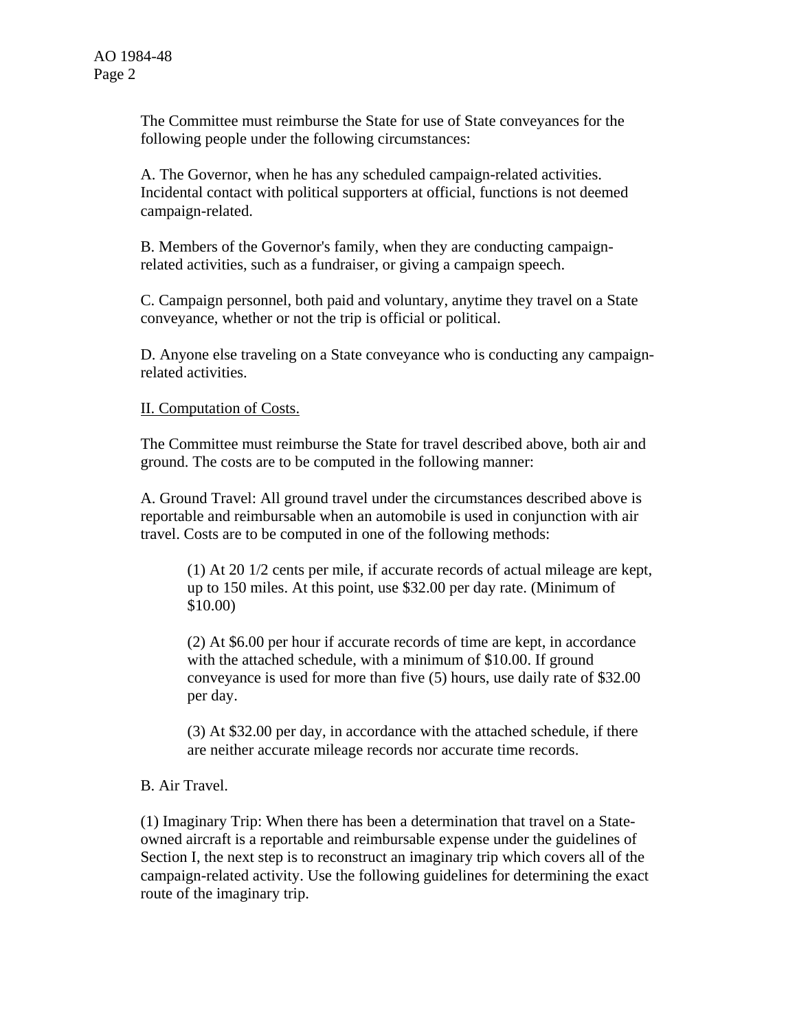The Committee must reimburse the State for use of State conveyances for the following people under the following circumstances:

A. The Governor, when he has any scheduled campaign-related activities. Incidental contact with political supporters at official, functions is not deemed campaign-related.

B. Members of the Governor's family, when they are conducting campaign-related activities, such as a fundraiser, or giving a campaign speech.

C. Campaign personnel, both paid and voluntary, anytime they travel on a State conveyance, whether or not the trip is official or political.

D. Anyone else traveling on a State conveyance who is conducting any campaign-related activities.

<u>II. Computation of Costs.</u>

The Committee must reimburse the State for travel described above, both air and ground. The costs are to be computed in the following manner:

A. Ground Travel: All ground travel under the circumstances described above is reportable and reimbursable when an automobile is used in conjunction with air travel. Costs are to be computed in one of the following methods:

> (1) At 20 1/2 cents per mile, if accurate records of actual mileage are kept, up to 150 miles. At this point, use $32.00 per day rate. (Minimum of $10.00)
>
> (2) At $6.00 per hour if accurate records of time are kept, in accordance with the attached schedule, with a minimum of $10.00. If ground conveyance is used for more than five (5) hours, use daily rate of $32.00 per day.
>
> (3) At $32.00 per day, in accordance with the attached schedule, if there are neither accurate mileage records nor accurate time records.

B. Air Travel.

(1) Imaginary Trip: When there has been a determination that travel on a State-owned aircraft is a reportable and reimbursable expense under the guidelines of Section I, the next step is to reconstruct an imaginary trip which covers all of the campaign-related activity. Use the following guidelines for determining the exact route of the imaginary trip.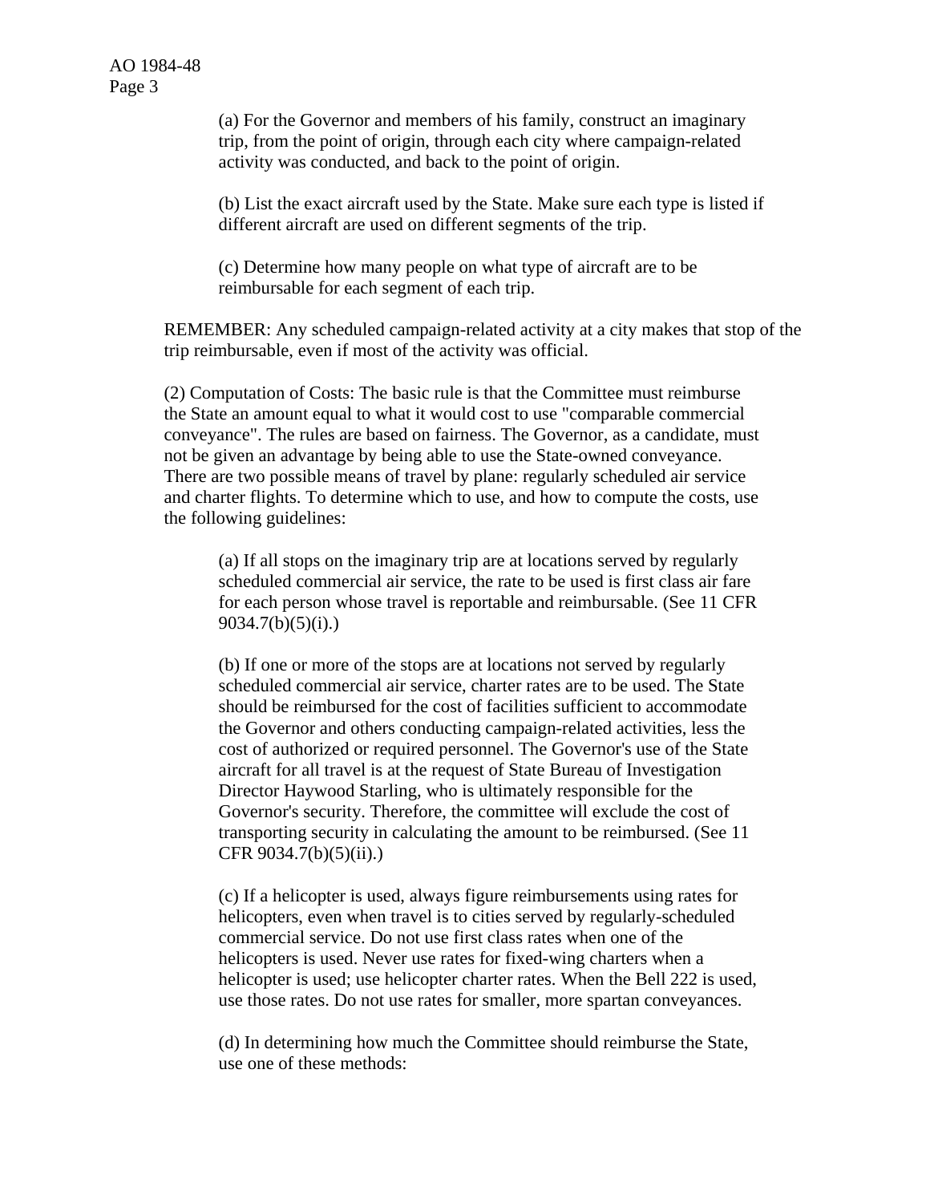(a) For the Governor and members of his family, construct an imaginary trip, from the point of origin, through each city where campaign-related activity was conducted, and back to the point of origin.

(b) List the exact aircraft used by the State. Make sure each type is listed if different aircraft are used on different segments of the trip.

(c) Determine how many people on what type of aircraft are to be reimbursable for each segment of each trip.

REMEMBER: Any scheduled campaign-related activity at a city makes that stop of the trip reimbursable, even if most of the activity was official.

(2) Computation of Costs: The basic rule is that the Committee must reimburse the State an amount equal to what it would cost to use "comparable commercial conveyance". The rules are based on fairness. The Governor, as a candidate, must not be given an advantage by being able to use the State-owned conveyance. There are two possible means of travel by plane: regularly scheduled air service and charter flights. To determine which to use, and how to compute the costs, use the following guidelines:

(a) If all stops on the imaginary trip are at locations served by regularly scheduled commercial air service, the rate to be used is first class air fare for each person whose travel is reportable and reimbursable. (See 11 CFR 9034.7(b)(5)(i).)

(b) If one or more of the stops are at locations not served by regularly scheduled commercial air service, charter rates are to be used. The State should be reimbursed for the cost of facilities sufficient to accommodate the Governor and others conducting campaign-related activities, less the cost of authorized or required personnel. The Governor's use of the State aircraft for all travel is at the request of State Bureau of Investigation Director Haywood Starling, who is ultimately responsible for the Governor's security. Therefore, the committee will exclude the cost of transporting security in calculating the amount to be reimbursed. (See 11 CFR 9034.7(b)(5)(ii).)

(c) If a helicopter is used, always figure reimbursements using rates for helicopters, even when travel is to cities served by regularly-scheduled commercial service. Do not use first class rates when one of the helicopters is used. Never use rates for fixed-wing charters when a helicopter is used; use helicopter charter rates. When the Bell 222 is used, use those rates. Do not use rates for smaller, more spartan conveyances.

(d) In determining how much the Committee should reimburse the State, use one of these methods: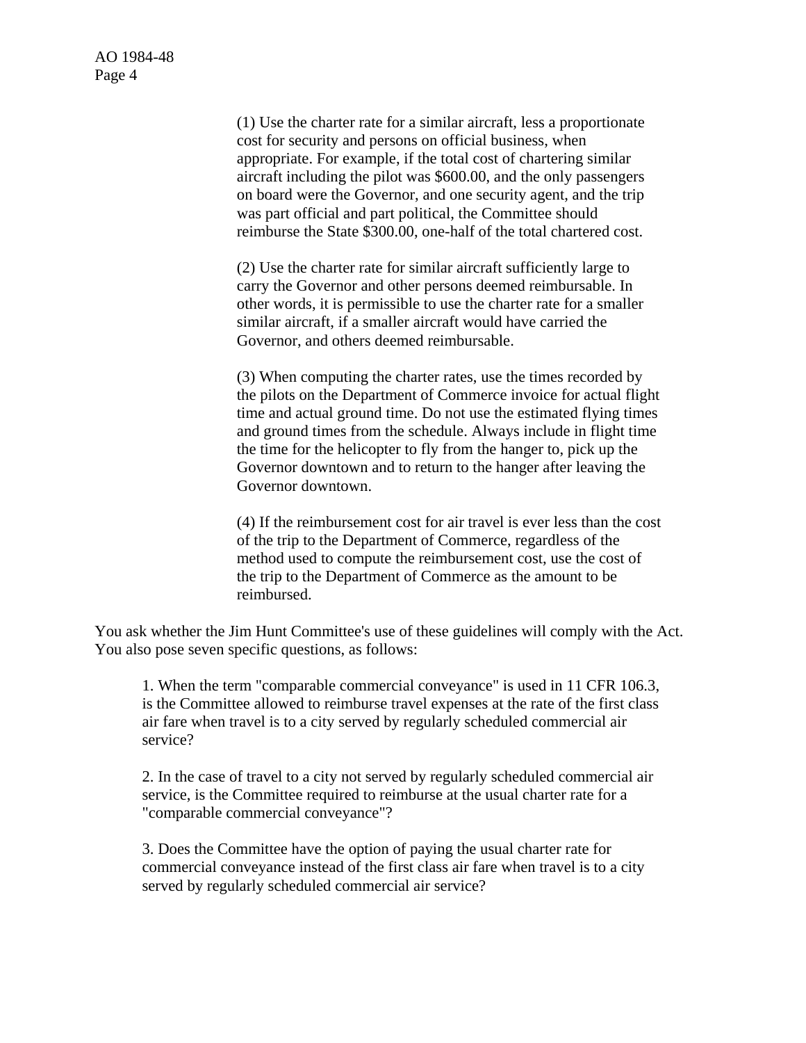(1) Use the charter rate for a similar aircraft, less a proportionate cost for security and persons on official business, when appropriate. For example, if the total cost of chartering similar aircraft including the pilot was $600.00, and the only passengers on board were the Governor, and one security agent, and the trip was part official and part political, the Committee should reimburse the State $300.00, one-half of the total chartered cost.

(2) Use the charter rate for similar aircraft sufficiently large to carry the Governor and other persons deemed reimbursable. In other words, it is permissible to use the charter rate for a smaller similar aircraft, if a smaller aircraft would have carried the Governor, and others deemed reimbursable.

(3) When computing the charter rates, use the times recorded by the pilots on the Department of Commerce invoice for actual flight time and actual ground time. Do not use the estimated flying times and ground times from the schedule. Always include in flight time the time for the helicopter to fly from the hanger to, pick up the Governor downtown and to return to the hanger after leaving the Governor downtown.

(4) If the reimbursement cost for air travel is ever less than the cost of the trip to the Department of Commerce, regardless of the method used to compute the reimbursement cost, use the cost of the trip to the Department of Commerce as the amount to be reimbursed.

You ask whether the Jim Hunt Committee's use of these guidelines will comply with the Act. You also pose seven specific questions, as follows:

1. When the term "comparable commercial conveyance" is used in 11 CFR 106.3, is the Committee allowed to reimburse travel expenses at the rate of the first class air fare when travel is to a city served by regularly scheduled commercial air service?

2. In the case of travel to a city not served by regularly scheduled commercial air service, is the Committee required to reimburse at the usual charter rate for a "comparable commercial conveyance"?

3. Does the Committee have the option of paying the usual charter rate for commercial conveyance instead of the first class air fare when travel is to a city served by regularly scheduled commercial air service?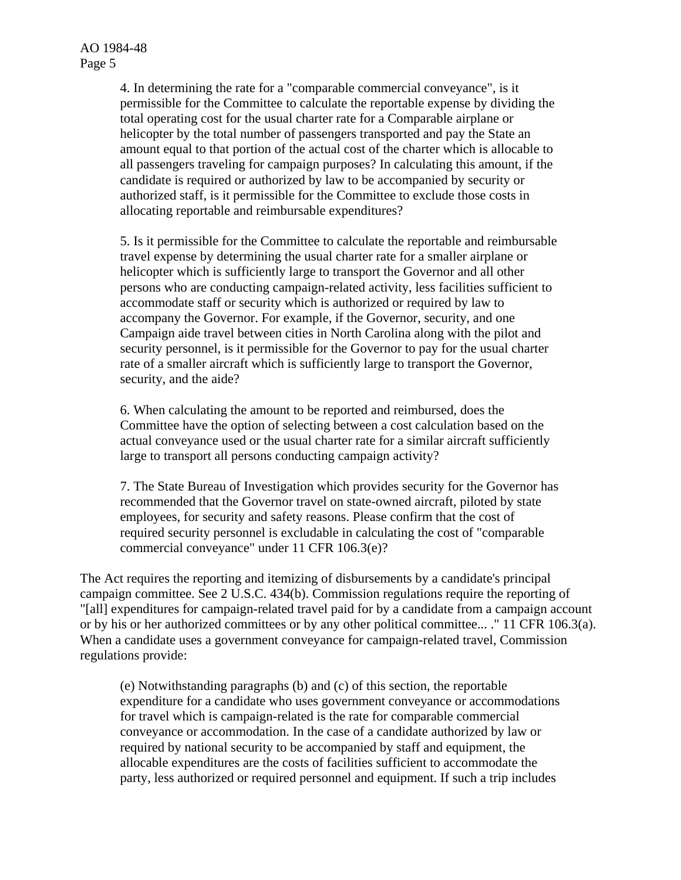> 4. In determining the rate for a "comparable commercial conveyance", is it permissible for the Committee to calculate the reportable expense by dividing the total operating cost for the usual charter rate for a Comparable airplane or helicopter by the total number of passengers transported and pay the State an amount equal to that portion of the actual cost of the charter which is allocable to all passengers traveling for campaign purposes? In calculating this amount, if the candidate is required or authorized by law to be accompanied by security or authorized staff, is it permissible for the Committee to exclude those costs in allocating reportable and reimbursable expenditures?
>
> 5. Is it permissible for the Committee to calculate the reportable and reimbursable travel expense by determining the usual charter rate for a smaller airplane or helicopter which is sufficiently large to transport the Governor and all other persons who are conducting campaign-related activity, less facilities sufficient to accommodate staff or security which is authorized or required by law to accompany the Governor. For example, if the Governor, security, and one Campaign aide travel between cities in North Carolina along with the pilot and security personnel, is it permissible for the Governor to pay for the usual charter rate of a smaller aircraft which is sufficiently large to transport the Governor, security, and the aide?
>
> 6. When calculating the amount to be reported and reimbursed, does the Committee have the option of selecting between a cost calculation based on the actual conveyance used or the usual charter rate for a similar aircraft sufficiently large to transport all persons conducting campaign activity?
>
> 7. The State Bureau of Investigation which provides security for the Governor has recommended that the Governor travel on state-owned aircraft, piloted by state employees, for security and safety reasons. Please confirm that the cost of required security personnel is excludable in calculating the cost of "comparable commercial conveyance" under 11 CFR 106.3(e)?

The Act requires the reporting and itemizing of disbursements by a candidate's principal campaign committee. See 2 U.S.C. 434(b). Commission regulations require the reporting of "[all] expenditures for campaign-related travel paid for by a candidate from a campaign account or by his or her authorized committees or by any other political committee... ." 11 CFR 106.3(a). When a candidate uses a government conveyance for campaign-related travel, Commission regulations provide:

> (e) Notwithstanding paragraphs (b) and (c) of this section, the reportable expenditure for a candidate who uses government conveyance or accommodations for travel which is campaign-related is the rate for comparable commercial conveyance or accommodation. In the case of a candidate authorized by law or required by national security to be accompanied by staff and equipment, the allocable expenditures are the costs of facilities sufficient to accommodate the party, less authorized or required personnel and equipment. If such a trip includes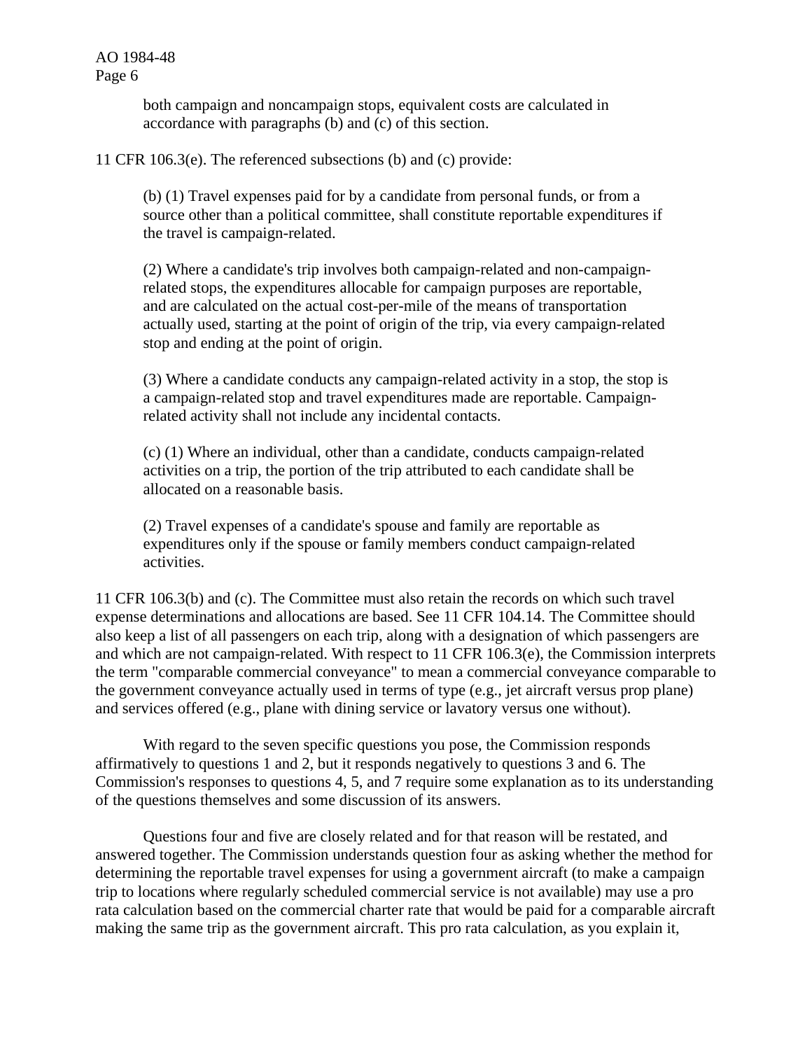both campaign and noncampaign stops, equivalent costs are calculated in accordance with paragraphs (b) and (c) of this section.

11 CFR 106.3(e). The referenced subsections (b) and (c) provide:

> (b) (1) Travel expenses paid for by a candidate from personal funds, or from a source other than a political committee, shall constitute reportable expenditures if the travel is campaign-related.
>
> (2) Where a candidate's trip involves both campaign-related and non-campaign-related stops, the expenditures allocable for campaign purposes are reportable, and are calculated on the actual cost-per-mile of the means of transportation actually used, starting at the point of origin of the trip, via every campaign-related stop and ending at the point of origin.
>
> (3) Where a candidate conducts any campaign-related activity in a stop, the stop is a campaign-related stop and travel expenditures made are reportable. Campaign-related activity shall not include any incidental contacts.
>
> (c) (1) Where an individual, other than a candidate, conducts campaign-related activities on a trip, the portion of the trip attributed to each candidate shall be allocated on a reasonable basis.
>
> (2) Travel expenses of a candidate's spouse and family are reportable as expenditures only if the spouse or family members conduct campaign-related activities.

11 CFR 106.3(b) and (c). The Committee must also retain the records on which such travel expense determinations and allocations are based. See 11 CFR 104.14. The Committee should also keep a list of all passengers on each trip, along with a designation of which passengers are and which are not campaign-related. With respect to 11 CFR 106.3(e), the Commission interprets the term "comparable commercial conveyance" to mean a commercial conveyance comparable to the government conveyance actually used in terms of type (e.g., jet aircraft versus prop plane) and services offered (e.g., plane with dining service or lavatory versus one without).

With regard to the seven specific questions you pose, the Commission responds affirmatively to questions 1 and 2, but it responds negatively to questions 3 and 6. The Commission's responses to questions 4, 5, and 7 require some explanation as to its understanding of the questions themselves and some discussion of its answers.

Questions four and five are closely related and for that reason will be restated, and answered together. The Commission understands question four as asking whether the method for determining the reportable travel expenses for using a government aircraft (to make a campaign trip to locations where regularly scheduled commercial service is not available) may use a pro rata calculation based on the commercial charter rate that would be paid for a comparable aircraft making the same trip as the government aircraft. This pro rata calculation, as you explain it,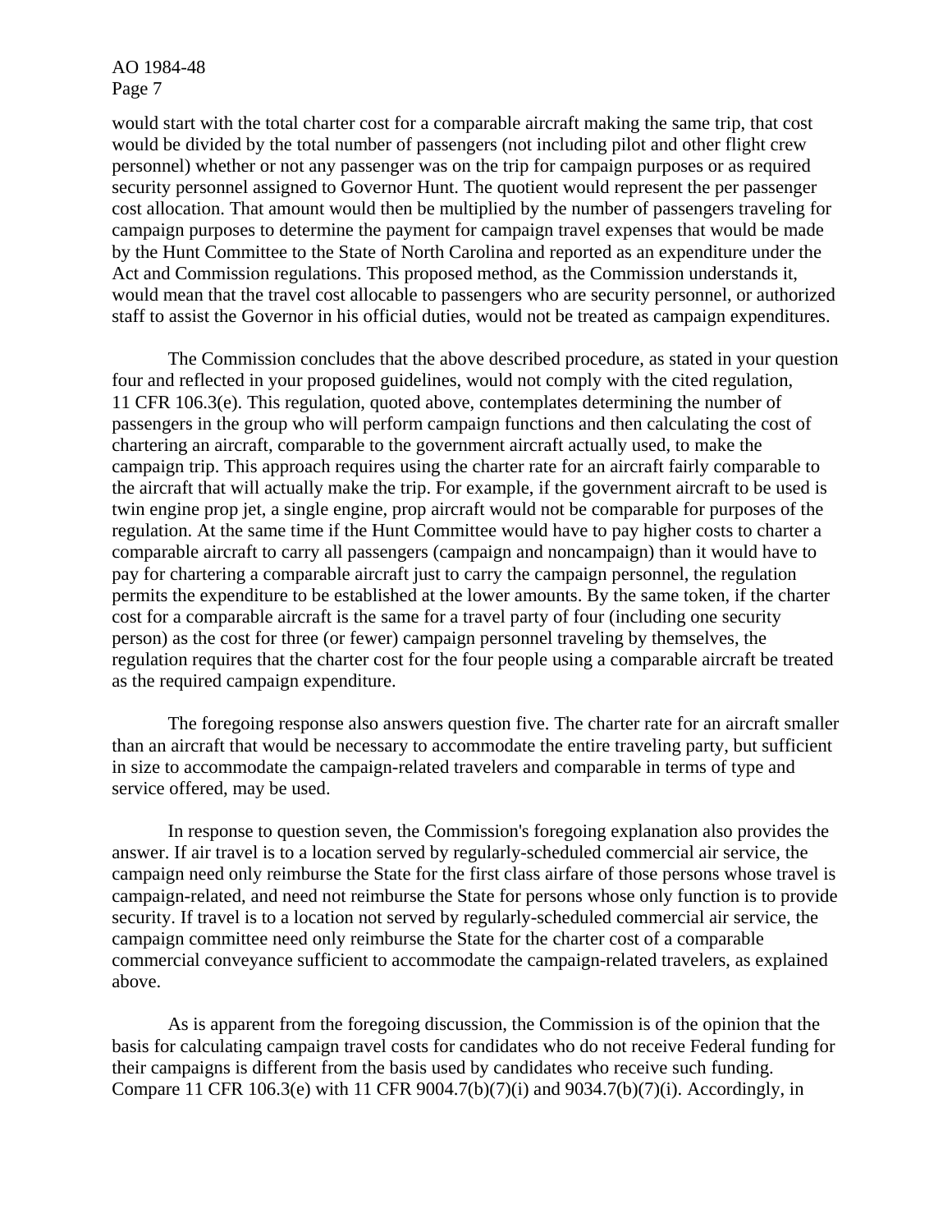would start with the total charter cost for a comparable aircraft making the same trip, that cost would be divided by the total number of passengers (not including pilot and other flight crew personnel) whether or not any passenger was on the trip for campaign purposes or as required security personnel assigned to Governor Hunt. The quotient would represent the per passenger cost allocation. That amount would then be multiplied by the number of passengers traveling for campaign purposes to determine the payment for campaign travel expenses that would be made by the Hunt Committee to the State of North Carolina and reported as an expenditure under the Act and Commission regulations. This proposed method, as the Commission understands it, would mean that the travel cost allocable to passengers who are security personnel, or authorized staff to assist the Governor in his official duties, would not be treated as campaign expenditures.

The Commission concludes that the above described procedure, as stated in your question four and reflected in your proposed guidelines, would not comply with the cited regulation, 11 CFR 106.3(e). This regulation, quoted above, contemplates determining the number of passengers in the group who will perform campaign functions and then calculating the cost of chartering an aircraft, comparable to the government aircraft actually used, to make the campaign trip. This approach requires using the charter rate for an aircraft fairly comparable to the aircraft that will actually make the trip. For example, if the government aircraft to be used is twin engine prop jet, a single engine, prop aircraft would not be comparable for purposes of the regulation. At the same time if the Hunt Committee would have to pay higher costs to charter a comparable aircraft to carry all passengers (campaign and noncampaign) than it would have to pay for chartering a comparable aircraft just to carry the campaign personnel, the regulation permits the expenditure to be established at the lower amounts. By the same token, if the charter cost for a comparable aircraft is the same for a travel party of four (including one security person) as the cost for three (or fewer) campaign personnel traveling by themselves, the regulation requires that the charter cost for the four people using a comparable aircraft be treated as the required campaign expenditure.

The foregoing response also answers question five. The charter rate for an aircraft smaller than an aircraft that would be necessary to accommodate the entire traveling party, but sufficient in size to accommodate the campaign-related travelers and comparable in terms of type and service offered, may be used.

In response to question seven, the Commission's foregoing explanation also provides the answer. If air travel is to a location served by regularly-scheduled commercial air service, the campaign need only reimburse the State for the first class airfare of those persons whose travel is campaign-related, and need not reimburse the State for persons whose only function is to provide security. If travel is to a location not served by regularly-scheduled commercial air service, the campaign committee need only reimburse the State for the charter cost of a comparable commercial conveyance sufficient to accommodate the campaign-related travelers, as explained above.

As is apparent from the foregoing discussion, the Commission is of the opinion that the basis for calculating campaign travel costs for candidates who do not receive Federal funding for their campaigns is different from the basis used by candidates who receive such funding. Compare 11 CFR 106.3(e) with 11 CFR 9004.7(b)(7)(i) and 9034.7(b)(7)(i). Accordingly, in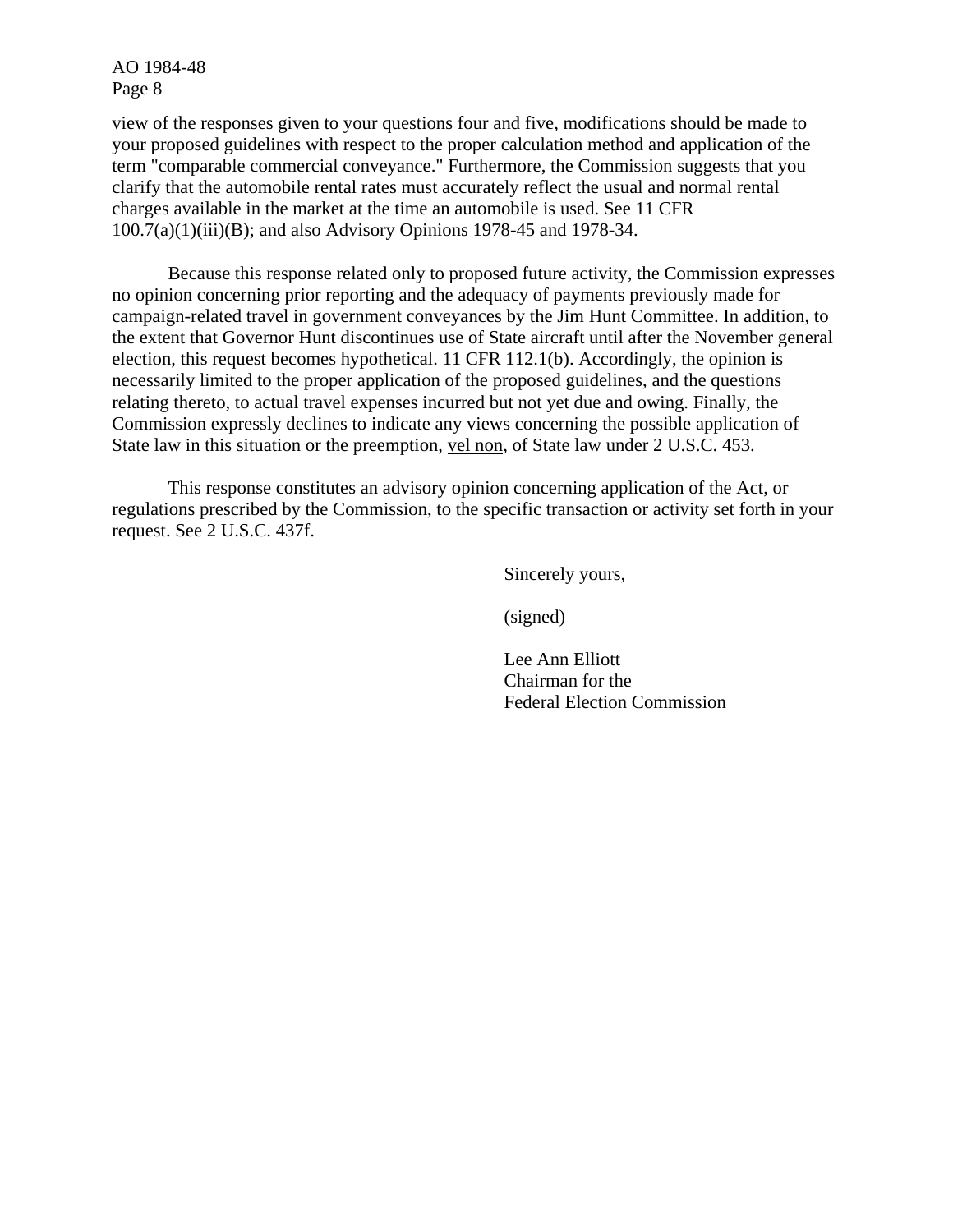view of the responses given to your questions four and five, modifications should be made to your proposed guidelines with respect to the proper calculation method and application of the term "comparable commercial conveyance." Furthermore, the Commission suggests that you clarify that the automobile rental rates must accurately reflect the usual and normal rental charges available in the market at the time an automobile is used. See 11 CFR 100.7(a)(1)(iii)(B); and also Advisory Opinions 1978-45 and 1978-34.

Because this response related only to proposed future activity, the Commission expresses no opinion concerning prior reporting and the adequacy of payments previously made for campaign-related travel in government conveyances by the Jim Hunt Committee. In addition, to the extent that Governor Hunt discontinues use of State aircraft until after the November general election, this request becomes hypothetical. 11 CFR 112.1(b). Accordingly, the opinion is necessarily limited to the proper application of the proposed guidelines, and the questions relating thereto, to actual travel expenses incurred but not yet due and owing. Finally, the Commission expressly declines to indicate any views concerning the possible application of State law in this situation or the preemption, <u>vel non</u>, of State law under 2 U.S.C. 453.

This response constitutes an advisory opinion concerning application of the Act, or regulations prescribed by the Commission, to the specific transaction or activity set forth in your request. See 2 U.S.C. 437f.

Sincerely yours,

(signed)

Lee Ann Elliott
Chairman for the
Federal Election Commission